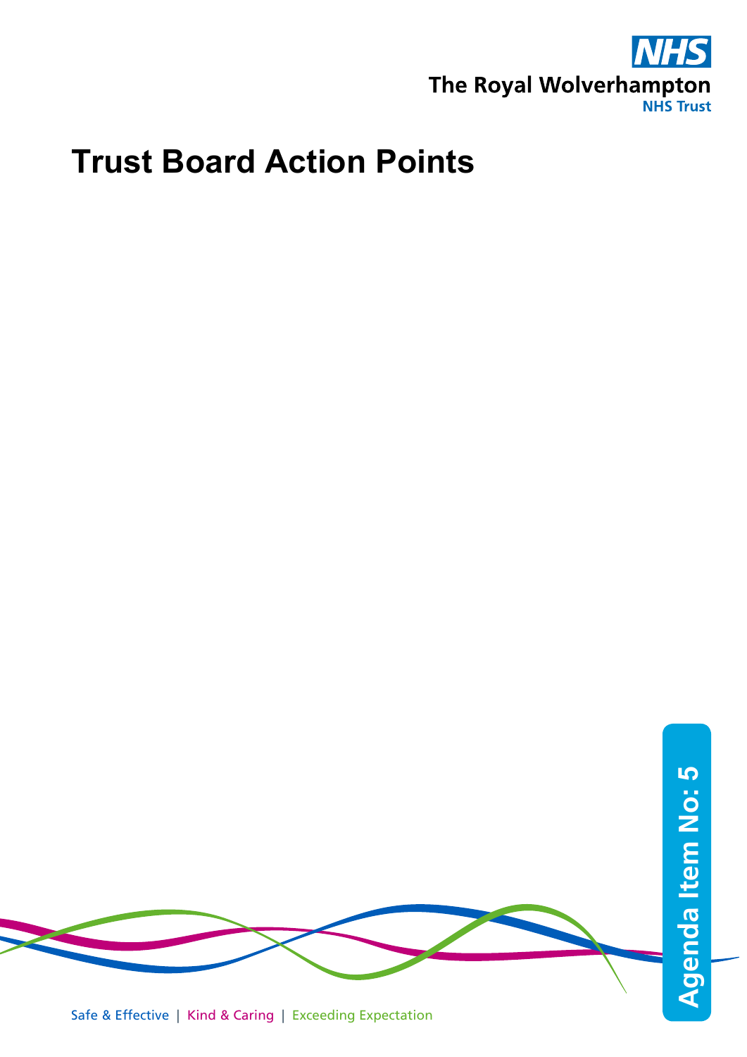The Royal Wolverhampton NHS Trust

# Trust Board Action Points

Agenda Item No: 5

Safe & Effective | Kind & Caring | Exceeding Expectation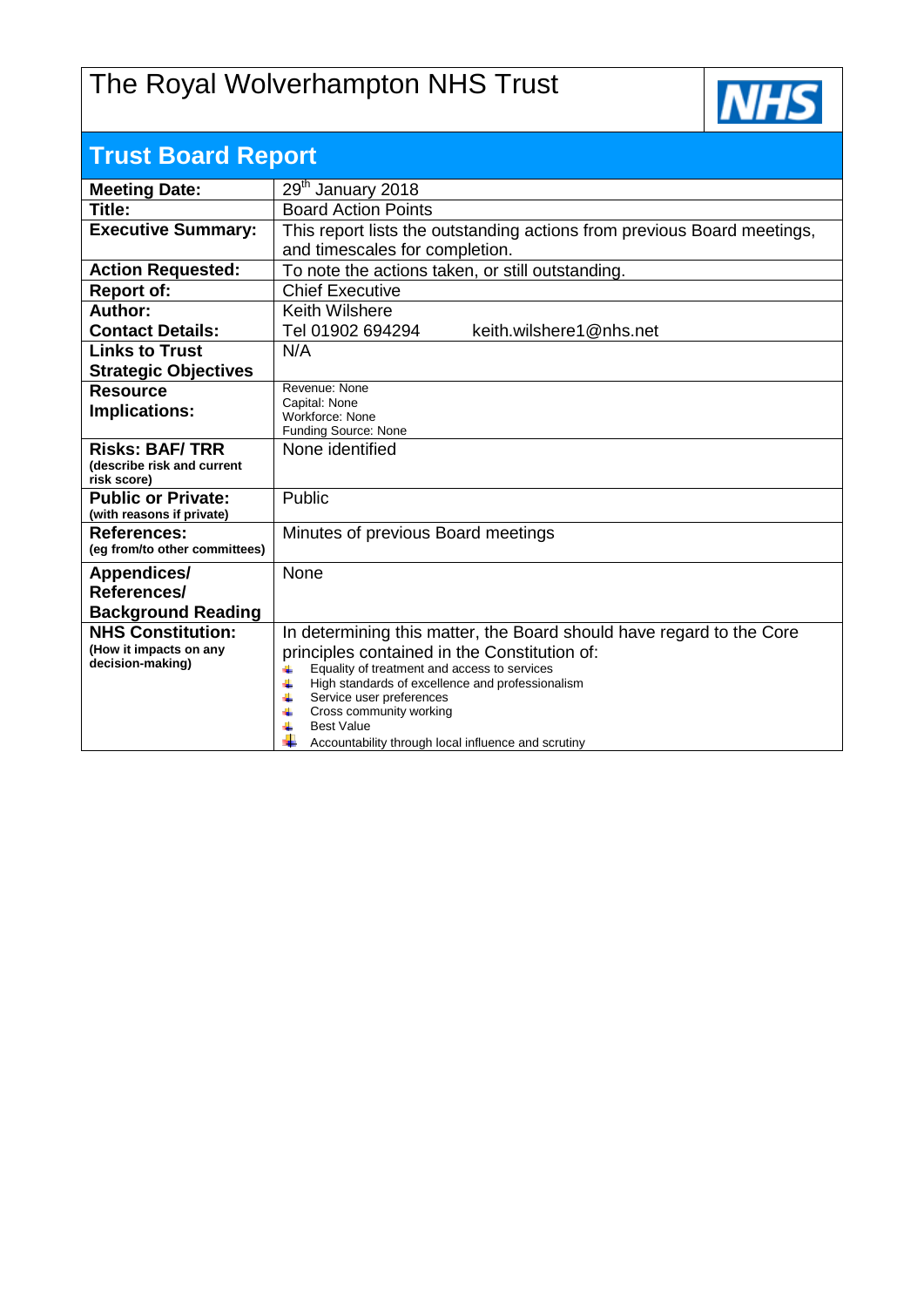# The Royal Wolverhampton NHS Trust

## Trust Board Report

| | |
|---|---|
| **Meeting Date:** | 29th January 2018 |
| **Title:** | Board Action Points |
| **Executive Summary:** | This report lists the outstanding actions from previous Board meetings, and timescales for completion. |
| **Action Requested:** | To note the actions taken, or still outstanding. |
| **Report of:** | Chief Executive |
| **Author:** <br> **Contact Details:** | Keith Wilshere <br> Tel 01902 694294 keith.wilshere1@nhs.net |
| **Links to Trust Strategic Objectives** | N/A |
| **Resource Implications:** | Revenue: None <br> Capital: None <br> Workforce: None <br> Funding Source: None |
| **Risks: BAF/ TRR** (describe risk and current risk score) | None identified |
| **Public or Private:** (with reasons if private) | Public |
| **References:** (eg from/to other committees) | Minutes of previous Board meetings |
| **Appendices/ References/ Background Reading** | None |
| **NHS Constitution:** (How it impacts on any decision-making) | In determining this matter, the Board should have regard to the Core principles contained in the Constitution of: <br> - Equality of treatment and access to services <br> - High standards of excellence and professionalism <br> - Service user preferences <br> - Cross community working <br> - Best Value <br> - Accountability through local influence and scrutiny |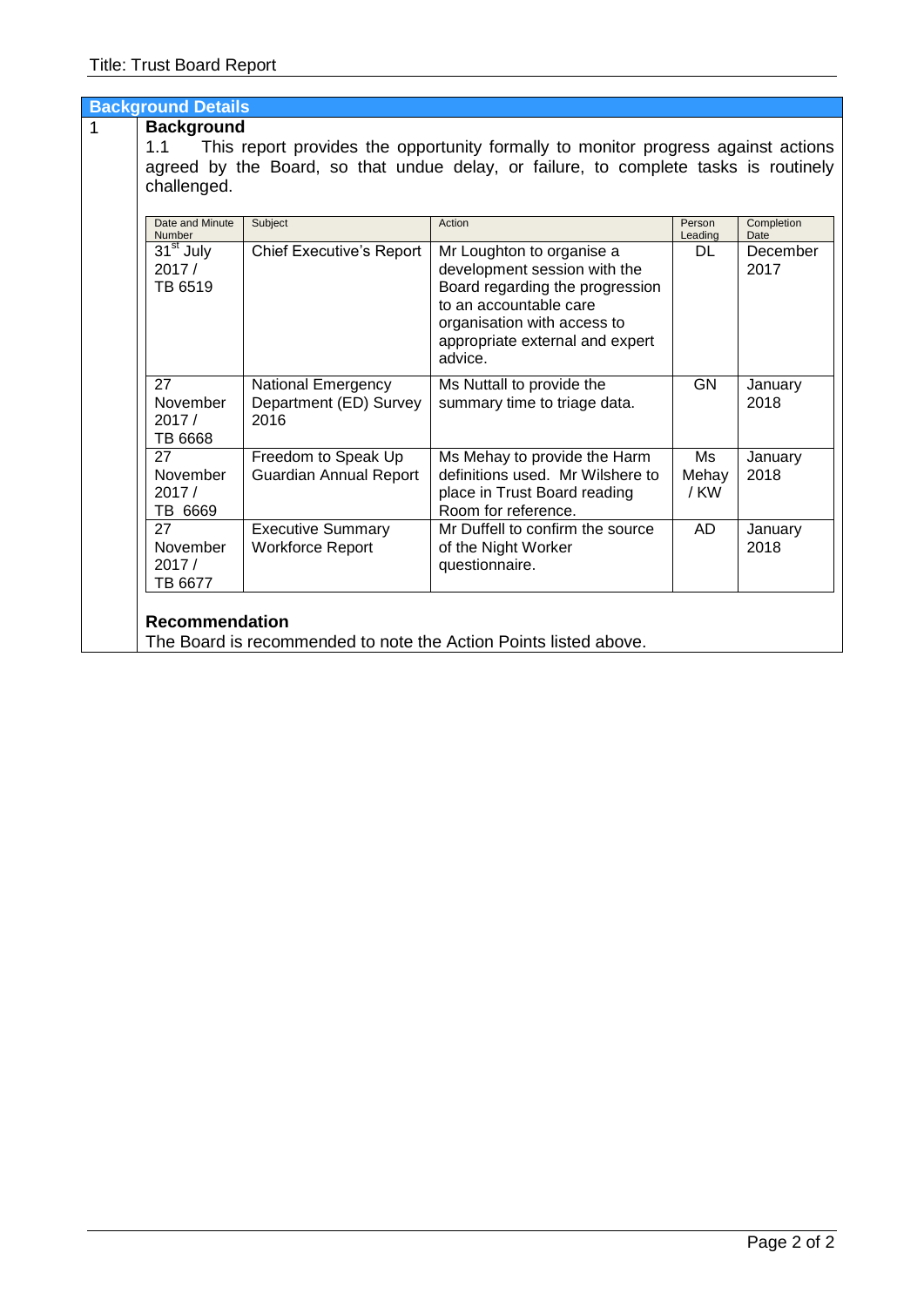Title: Trust Board Report

## Background Details

1 **Background**

1.1 This report provides the opportunity formally to monitor progress against actions agreed by the Board, so that undue delay, or failure, to complete tasks is routinely challenged.

| Date and Minute Number | Subject | Action | Person Leading | Completion Date |
|---|---|---|---|---|
| 31st July 2017 / TB 6519 | Chief Executive's Report | Mr Loughton to organise a development session with the Board regarding the progression to an accountable care organisation with access to appropriate external and expert advice. | DL | December 2017 |
| 27 November 2017 / TB 6668 | National Emergency Department (ED) Survey 2016 | Ms Nuttall to provide the summary time to triage data. | GN | January 2018 |
| 27 November 2017 / TB 6669 | Freedom to Speak Up Guardian Annual Report | Ms Mehay to provide the Harm definitions used. Mr Wilshere to place in Trust Board reading Room for reference. | Ms Mehay / KW | January 2018 |
| 27 November 2017 / TB 6677 | Executive Summary Workforce Report | Mr Duffell to confirm the source of the Night Worker questionnaire. | AD | January 2018 |

**Recommendation**

The Board is recommended to note the Action Points listed above.